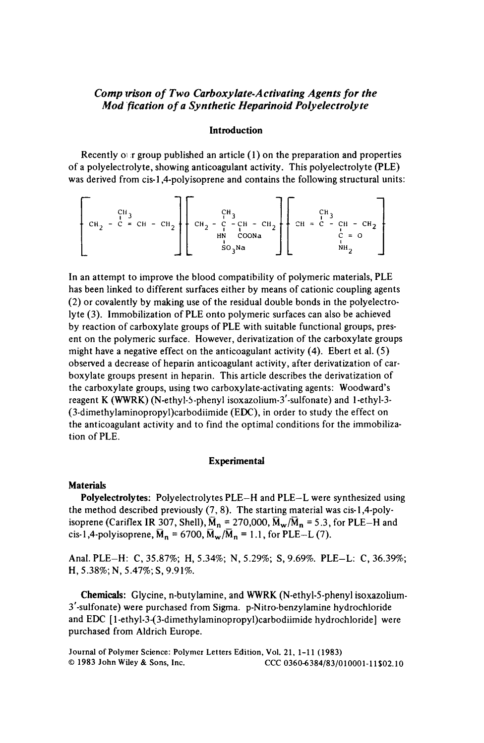# *Comparison of Two Carboxylate-Activating Agents for the Modification of a Synthetic Heparinoid Polyelectrolyte*

## Introduction

Recently our group published an article (1) on the preparation and properties of a polyelectrolyte, showing anticoagulant activity. This polyelectrolyte (PLE) was derived from cis-1,4-polyisoprene and contains the following structural units:

$$\left[ CH_2 - \overset{CH_3}{\overset{|}{C}} = CH - CH_2 \right] \left[ CH_2 - \overset{CH_3}{\overset{|}{\underset{\underset{SO_3Na}{|}}{\underset{HN}{\underset{|}{C}}}}} - \underset{COONa}{\underset{|}{CH}} - CH_2 \right] \left[ CH = \overset{CH_3}{\overset{|}{C}} - \underset{\underset{NH_2}{|}}{\underset{C=O}{\underset{|}{CH}}} - CH_2 \right]$$

In an attempt to improve the blood compatibility of polymeric materials, PLE has been linked to different surfaces either by means of cationic coupling agents (2) or covalently by making use of the residual double bonds in the polyelectrolyte (3). Immobilization of PLE onto polymeric surfaces can also be achieved by reaction of carboxylate groups of PLE with suitable functional groups, present on the polymeric surface. However, derivatization of the carboxylate groups might have a negative effect on the anticoagulant activity (4). Ebert et al. (5) observed a decrease of heparin anticoagulant activity, after derivatization of carboxylate groups present in heparin. This article describes the derivatization of the carboxylate groups, using two carboxylate-activating agents: Woodward's reagent K (WWRK) (N-ethyl-5-phenyl isoxazolium-3′-sulfonate) and 1-ethyl-3-(3-dimethylaminopropyl)carbodiimide (EDC), in order to study the effect on the anticoagulant activity and to find the optimal conditions for the immobilization of PLE.

## Experimental

### Materials

**Polyelectrolytes:** Polyelectrolytes PLE–H and PLE–L were synthesized using the method described previously (7, 8). The starting material was cis-1,4-polyisoprene (Cariflex IR 307, Shell), $\bar{M}_n$ = 270,000, $\bar{M}_w/\bar{M}_n$ = 5.3, for PLE–H and cis-1,4-polyisoprene, $\bar{M}_n$ = 6700, $\bar{M}_w/\bar{M}_n$ = 1.1, for PLE–L (7).

Anal. PLE–H: C, 35.87%; H, 5.34%; N, 5.29%; S, 9.69%. PLE–L: C, 36.39%; H, 5.38%; N, 5.47%; S, 9.91%.

**Chemicals:** Glycine, n-butylamine, and WWRK (N-ethyl-5-phenyl isoxazolium-3′-sulfonate) were purchased from Sigma. p-Nitro-benzylamine hydrochloride and EDC [1-ethyl-3-(3-dimethylaminopropyl)carbodiimide hydrochloride] were purchased from Aldrich Europe.

Journal of Polymer Science: Polymer Letters Edition, Vol. 21, 1-11 (1983)
© 1983 John Wiley & Sons, Inc. CCC 0360-6384/83/010001-11$02.10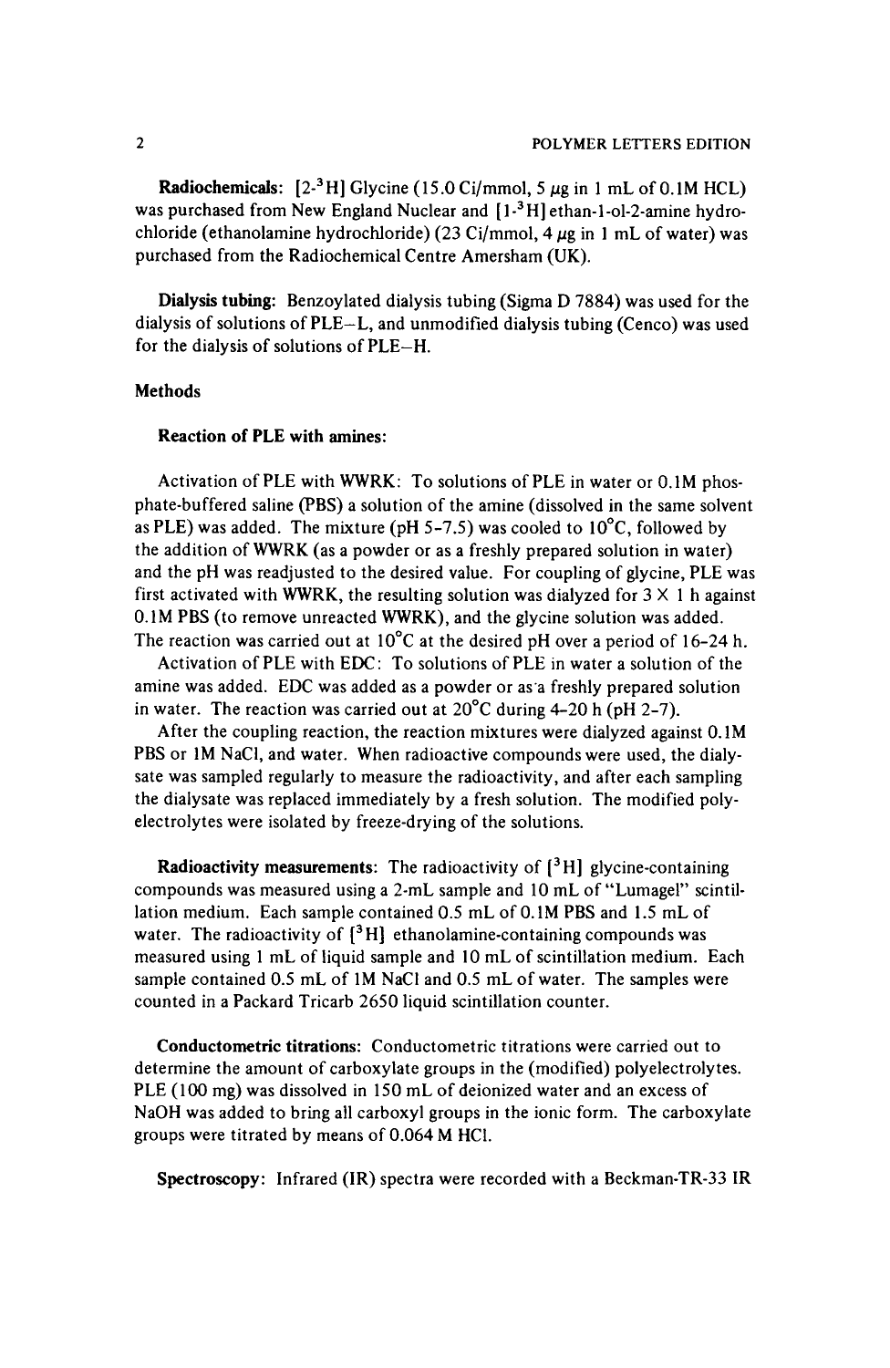**Radiochemicals:** [2-$^3$H] Glycine (15.0 Ci/mmol, 5 μg in 1 mL of 0.1M HCL) was purchased from New England Nuclear and [1-$^3$H] ethan-1-ol-2-amine hydrochloride (ethanolamine hydrochloride) (23 Ci/mmol, 4 μg in 1 mL of water) was purchased from the Radiochemical Centre Amersham (UK).

**Dialysis tubing:** Benzoylated dialysis tubing (Sigma D 7884) was used for the dialysis of solutions of PLE–L, and unmodified dialysis tubing (Cenco) was used for the dialysis of solutions of PLE–H.

## Methods

### Reaction of PLE with amines:

Activation of PLE with WWRK: To solutions of PLE in water or 0.1M phosphate-buffered saline (PBS) a solution of the amine (dissolved in the same solvent as PLE) was added. The mixture (pH 5-7.5) was cooled to 10°C, followed by the addition of WWRK (as a powder or as a freshly prepared solution in water) and the pH was readjusted to the desired value. For coupling of glycine, PLE was first activated with WWRK, the resulting solution was dialyzed for 3 × 1 h against 0.1M PBS (to remove unreacted WWRK), and the glycine solution was added. The reaction was carried out at 10°C at the desired pH over a period of 16-24 h.

Activation of PLE with EDC: To solutions of PLE in water a solution of the amine was added. EDC was added as a powder or as a freshly prepared solution in water. The reaction was carried out at 20°C during 4-20 h (pH 2-7).

After the coupling reaction, the reaction mixtures were dialyzed against 0.1M PBS or 1M NaCl, and water. When radioactive compounds were used, the dialysate was sampled regularly to measure the radioactivity, and after each sampling the dialysate was replaced immediately by a fresh solution. The modified polyelectrolytes were isolated by freeze-drying of the solutions.

**Radioactivity measurements:** The radioactivity of [$^3$H] glycine-containing compounds was measured using a 2-mL sample and 10 mL of "Lumagel" scintillation medium. Each sample contained 0.5 mL of 0.1M PBS and 1.5 mL of water. The radioactivity of [$^3$H] ethanolamine-containing compounds was measured using 1 mL of liquid sample and 10 mL of scintillation medium. Each sample contained 0.5 mL of 1M NaCl and 0.5 mL of water. The samples were counted in a Packard Tricarb 2650 liquid scintillation counter.

**Conductometric titrations:** Conductometric titrations were carried out to determine the amount of carboxylate groups in the (modified) polyelectrolytes. PLE (100 mg) was dissolved in 150 mL of deionized water and an excess of NaOH was added to bring all carboxyl groups in the ionic form. The carboxylate groups were titrated by means of 0.064 M HCl.

**Spectroscopy:** Infrared (IR) spectra were recorded with a Beckman-TR-33 IR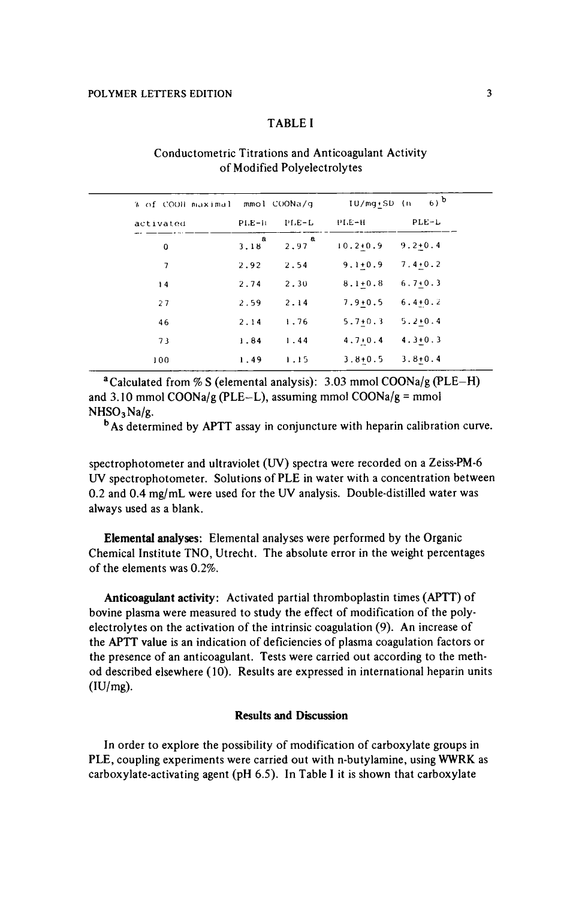## TABLE I

Conductometric Titrations and Anticoagulant Activity of Modified Polyelectrolytes

| % of COOH maximal activated | mmol COONa/g | | IU/mg±SD (n = 6)[b] | |
|---|---|---|---|---|
| | PLE–H | PLE–L | PLE–H | PLE–L |
| 0 | 3.18[a] | 2.97[a] | 10.2±0.9 | 9.2±0.4 |
| 7 | 2.92 | 2.54 | 9.1±0.9 | 7.4±0.2 |
| 14 | 2.74 | 2.30 | 8.1±0.8 | 6.7±0.3 |
| 27 | 2.59 | 2.14 | 7.9±0.5 | 6.4±0.2 |
| 46 | 2.14 | 1.76 | 5.7±0.3 | 5.2±0.4 |
| 73 | 1.84 | 1.44 | 4.7±0.4 | 4.3±0.3 |
| 100 | 1.49 | 1.15 | 3.8±0.5 | 3.8±0.4 |

[a] Calculated from % S (elemental analysis): 3.03 mmol COONa/g (PLE–H) and 3.10 mmol COONa/g (PLE–L), assuming mmol COONa/g = mmol $NHSO_3Na$/g.

[b] As determined by APTT assay in conjuncture with heparin calibration curve.

spectrophotometer and ultraviolet (UV) spectra were recorded on a Zeiss-PM-6 UV spectrophotometer. Solutions of PLE in water with a concentration between 0.2 and 0.4 mg/mL were used for the UV analysis. Double-distilled water was always used as a blank.

**Elemental analyses**: Elemental analyses were performed by the Organic Chemical Institute TNO, Utrecht. The absolute error in the weight percentages of the elements was 0.2%.

**Anticoagulant activity**: Activated partial thromboplastin times (APTT) of bovine plasma were measured to study the effect of modification of the polyelectrolytes on the activation of the intrinsic coagulation (9). An increase of the APTT value is an indication of deficiencies of plasma coagulation factors or the presence of an anticoagulant. Tests were carried out according to the method described elsewhere (10). Results are expressed in international heparin units (IU/mg).

### Results and Discussion

In order to explore the possibility of modification of carboxylate groups in PLE, coupling experiments were carried out with n-butylamine, using WWRK as carboxylate-activating agent (pH 6.5). In Table I it is shown that carboxylate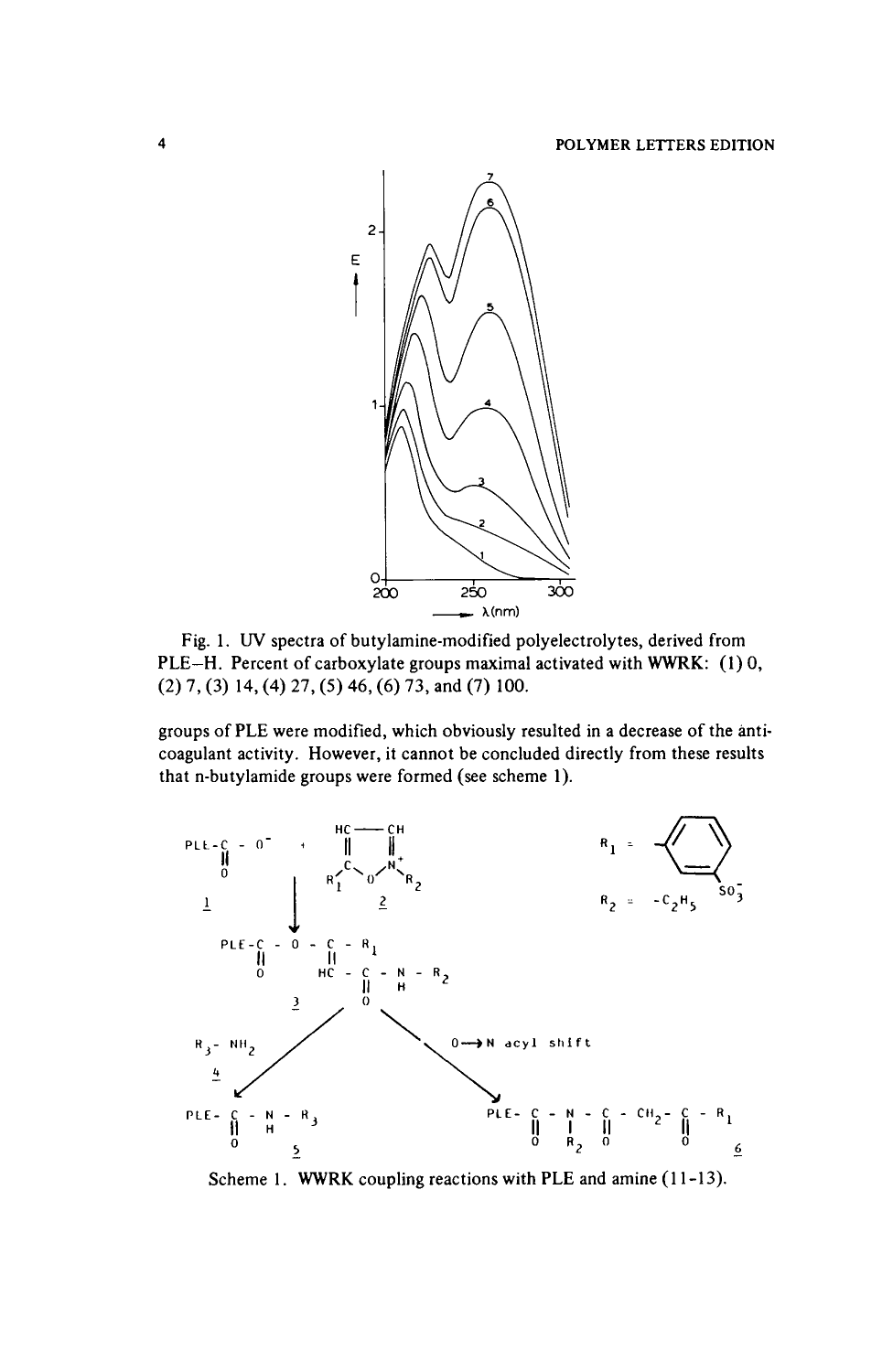Fig. 1. UV spectra of butylamine-modified polyelectrolytes, derived from PLE–H. Percent of carboxylate groups maximal activated with WWRK: (1) 0, (2) 7, (3) 14, (4) 27, (5) 46, (6) 73, and (7) 100.

groups of PLE were modified, which obviously resulted in a decrease of the anticoagulant activity. However, it cannot be concluded directly from these results that n-butylamide groups were formed (see scheme 1).

Scheme 1. WWRK coupling reactions with PLE and amine (11-13).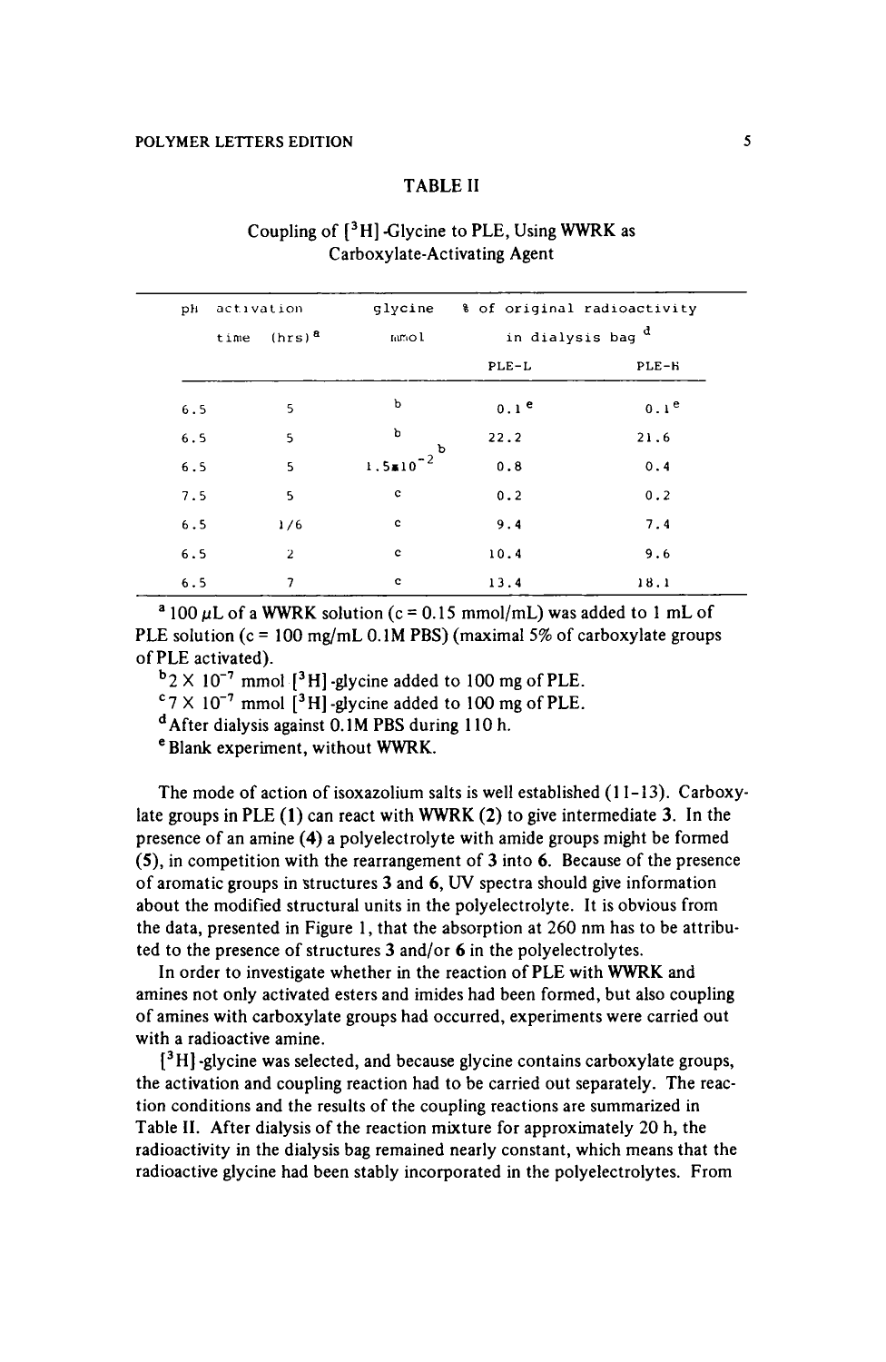TABLE II

Coupling of [$^{3}$H]-Glycine to PLE, Using WWRK as Carboxylate-Activating Agent

| pH | activation time (hrs)[a] | glycine mmol | % of original radioactivity in dialysis bag[d] | |
|---|---|---|---|---|
| | | | PLE-L | PLE-H |
| 6.5 | 5 | b | 0.1[e] | 0.1[e] |
| 6.5 | 5 | b | 22.2 | 21.6 |
| 6.5 | 5 | $1.5 \times 10^{-2}$ [b] | 0.8 | 0.4 |
| 7.5 | 5 | c | 0.2 | 0.2 |
| 6.5 | 1/6 | c | 9.4 | 7.4 |
| 6.5 | 2 | c | 10.4 | 9.6 |
| 6.5 | 7 | c | 13.4 | 18.1 |

[a] 100 $\mu$L of a WWRK solution (c = 0.15 mmol/mL) was added to 1 mL of PLE solution (c = 100 mg/mL 0.1M PBS) (maximal 5% of carboxylate groups of PLE activated).

[b] $2 \times 10^{-7}$ mmol [$^{3}$H]-glycine added to 100 mg of PLE.

[c] $7 \times 10^{-7}$ mmol [$^{3}$H]-glycine added to 100 mg of PLE.

[d] After dialysis against 0.1M PBS during 110 h.

[e] Blank experiment, without WWRK.

The mode of action of isoxazolium salts is well established (11-13). Carboxylate groups in PLE (**1**) can react with WWRK (**2**) to give intermediate **3**. In the presence of an amine (**4**) a polyelectrolyte with amide groups might be formed (**5**), in competition with the rearrangement of **3** into **6**. Because of the presence of aromatic groups in structures **3** and **6**, UV spectra should give information about the modified structural units in the polyelectrolyte. It is obvious from the data, presented in Figure 1, that the absorption at 260 nm has to be attributed to the presence of structures **3** and/or **6** in the polyelectrolytes.

In order to investigate whether in the reaction of PLE with WWRK and amines not only activated esters and imides had been formed, but also coupling of amines with carboxylate groups had occurred, experiments were carried out with a radioactive amine.

[$^{3}$H]-glycine was selected, and because glycine contains carboxylate groups, the activation and coupling reaction had to be carried out separately. The reaction conditions and the results of the coupling reactions are summarized in Table II. After dialysis of the reaction mixture for approximately 20 h, the radioactivity in the dialysis bag remained nearly constant, which means that the radioactive glycine had been stably incorporated in the polyelectrolytes. From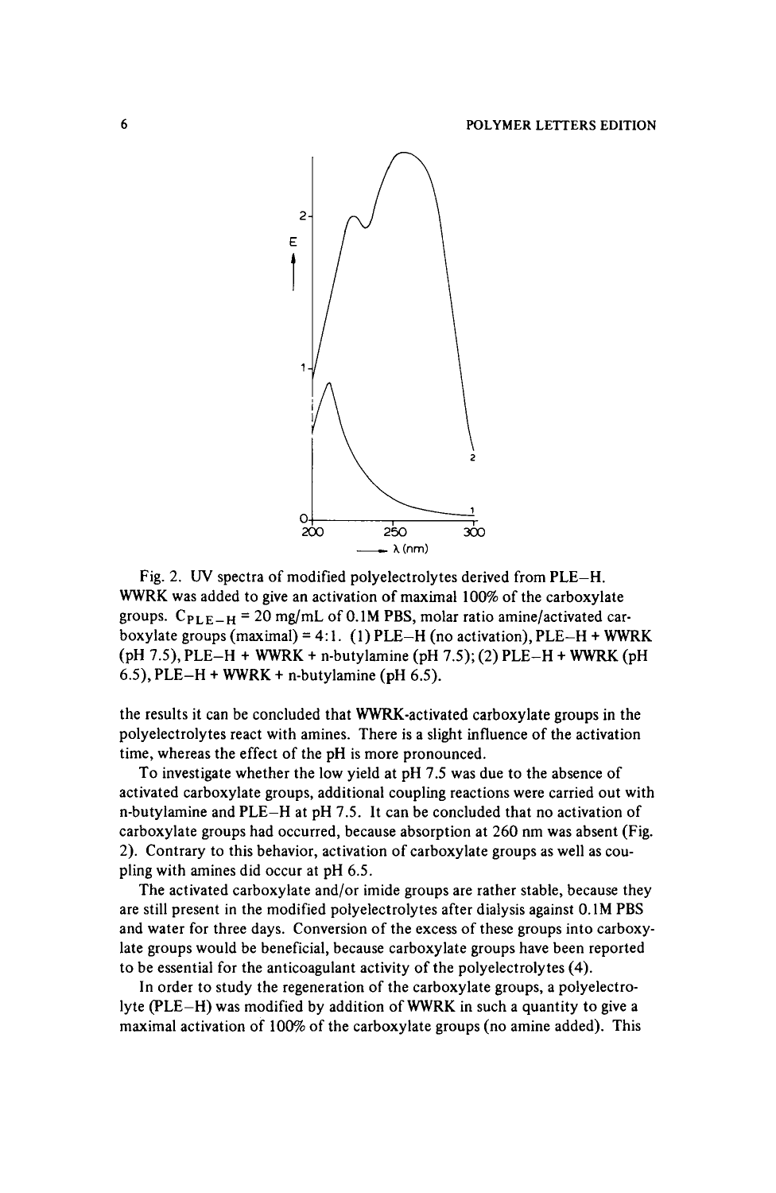Fig. 2. UV spectra of modified polyelectrolytes derived from PLE–H. WWRK was added to give an activation of maximal 100% of the carboxylate groups. $C_{PLE-H}$ = 20 mg/mL of 0.1M PBS, molar ratio amine/activated carboxylate groups (maximal) = 4:1. (1) PLE–H (no activation), PLE–H + WWRK (pH 7.5), PLE–H + WWRK + n-butylamine (pH 7.5); (2) PLE–H + WWRK (pH 6.5), PLE–H + WWRK + n-butylamine (pH 6.5).

the results it can be concluded that WWRK-activated carboxylate groups in the polyelectrolytes react with amines. There is a slight influence of the activation time, whereas the effect of the pH is more pronounced.

To investigate whether the low yield at pH 7.5 was due to the absence of activated carboxylate groups, additional coupling reactions were carried out with n-butylamine and PLE–H at pH 7.5. It can be concluded that no activation of carboxylate groups had occurred, because absorption at 260 nm was absent (Fig. 2). Contrary to this behavior, activation of carboxylate groups as well as coupling with amines did occur at pH 6.5.

The activated carboxylate and/or imide groups are rather stable, because they are still present in the modified polyelectrolytes after dialysis against 0.1M PBS and water for three days. Conversion of the excess of these groups into carboxylate groups would be beneficial, because carboxylate groups have been reported to be essential for the anticoagulant activity of the polyelectrolytes (4).

In order to study the regeneration of the carboxylate groups, a polyelectrolyte (PLE–H) was modified by addition of WWRK in such a quantity to give a maximal activation of 100% of the carboxylate groups (no amine added). This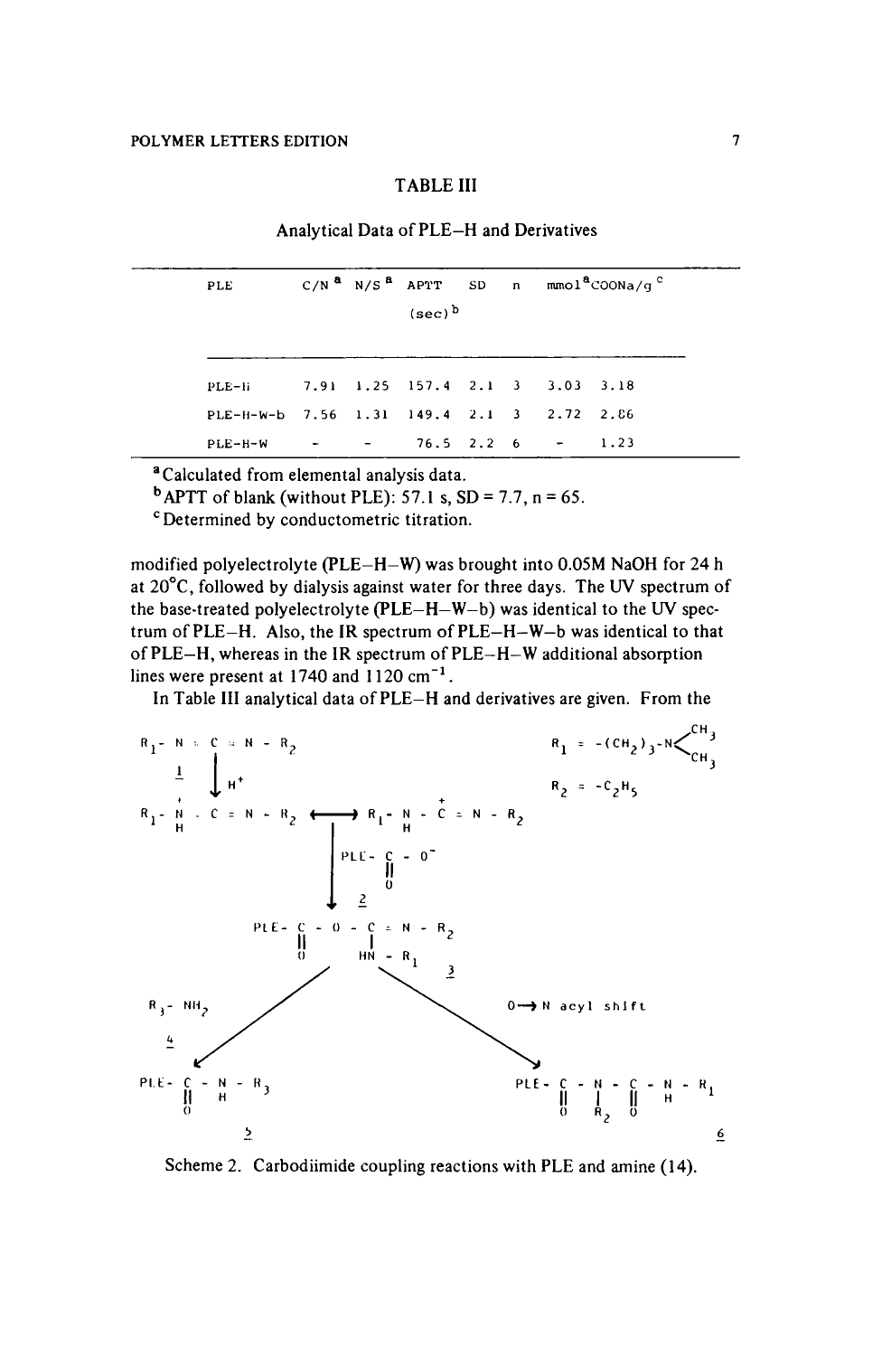## TABLE III

Analytical Data of PLE–H and Derivatives

| PLE | C/N [a] | N/S [a] | APTT (sec) [b] | SD | n | mmol COONa/g [a] | mmol COONa/g [c] |
|---|---|---|---|---|---|---|---|
| PLE-H | 7.91 | 1.25 | 157.4 | 2.1 | 3 | 3.03 | 3.18 |
| PLE-H-W-b | 7.56 | 1.31 | 149.4 | 2.1 | 3 | 2.72 | 2.86 |
| PLE-H-W | - | - | 76.5 | 2.2 | 6 | - | 1.23 |

[a] Calculated from elemental analysis data.

[b] APTT of blank (without PLE): 57.1 s, SD = 7.7, n = 65.

[c] Determined by conductometric titration.

modified polyelectrolyte (PLE–H–W) was brought into 0.05M NaOH for 24 h at 20°C, followed by dialysis against water for three days. The UV spectrum of the base-treated polyelectrolyte (PLE–H–W–b) was identical to the UV spectrum of PLE–H. Also, the IR spectrum of PLE–H–W–b was identical to that of PLE–H, whereas in the IR spectrum of PLE–H–W additional absorption lines were present at 1740 and 1120 $cm^{-1}$.

In Table III analytical data of PLE–H and derivatives are given. From the

$R_1-N=C=N-R_2$ (**1**) $\xrightarrow{H^+}$ $R_1-\overset{+}{N}H=C=N-R_2 \longleftrightarrow R_1-NH-\overset{+}{C}=N-R_2$

$\xrightarrow{PLE-C(=O)-O^-\ (\mathbf{2})}$ $PLE-C(=O)-O-C(=N-R_2)-NH-R_1$ (**3**)

$R_1 = -(CH_2)_3-N(CH_3)_2$

$R_2 = -C_2H_5$

**3** $\xrightarrow{R_3-NH_2\ (\mathbf{4})}$ $PLE-C(=O)-NH-R_3$ (**5**)

**3** $\xrightarrow{O \rightarrow N \text{ acyl shift}}$ $PLE-C(=O)-N(R_2)-C(=O)-NH-R_1$ (**6**)

Scheme 2. Carbodiimide coupling reactions with PLE and amine (14).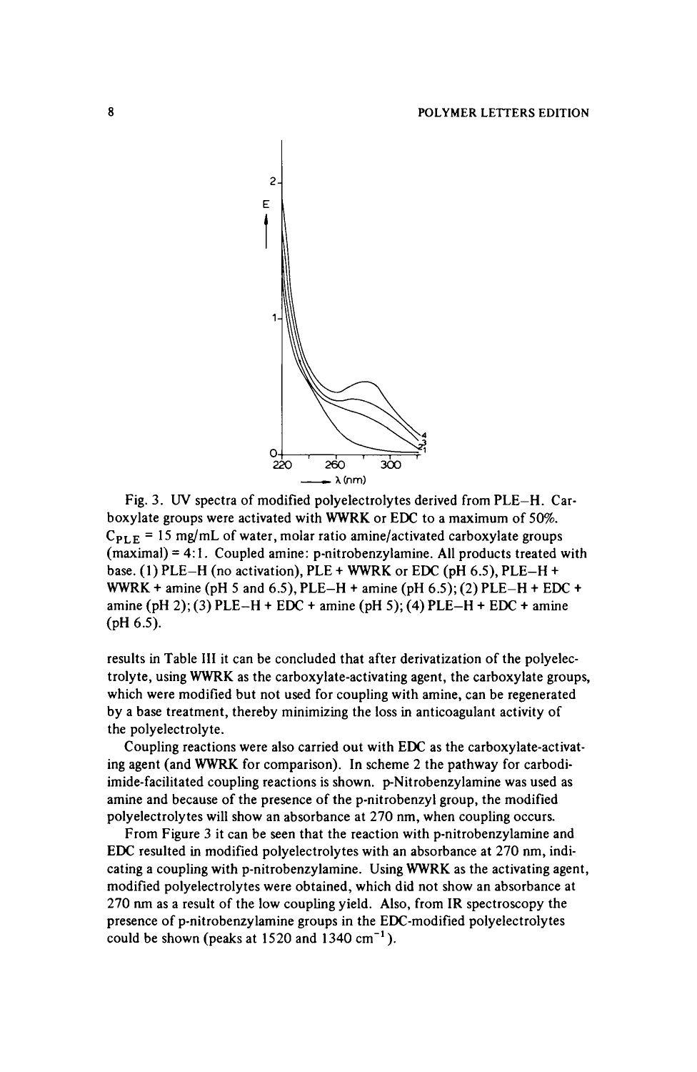Fig. 3. UV spectra of modified polyelectrolytes derived from PLE–H. Carboxylate groups were activated with WWRK or EDC to a maximum of 50%. $C_{PLE}$ = 15 mg/mL of water, molar ratio amine/activated carboxylate groups (maximal) = 4:1. Coupled amine: p-nitrobenzylamine. All products treated with base. (1) PLE–H (no activation), PLE + WWRK or EDC (pH 6.5), PLE–H + WWRK + amine (pH 5 and 6.5), PLE–H + amine (pH 6.5); (2) PLE–H + EDC + amine (pH 2); (3) PLE–H + EDC + amine (pH 5); (4) PLE–H + EDC + amine (pH 6.5).

results in Table III it can be concluded that after derivatization of the polyelectrolyte, using WWRK as the carboxylate-activating agent, the carboxylate groups, which were modified but not used for coupling with amine, can be regenerated by a base treatment, thereby minimizing the loss in anticoagulant activity of the polyelectrolyte.

Coupling reactions were also carried out with EDC as the carboxylate-activating agent (and WWRK for comparison). In scheme 2 the pathway for carbodiimide-facilitated coupling reactions is shown. p-Nitrobenzylamine was used as amine and because of the presence of the p-nitrobenzyl group, the modified polyelectrolytes will show an absorbance at 270 nm, when coupling occurs.

From Figure 3 it can be seen that the reaction with p-nitrobenzylamine and EDC resulted in modified polyelectrolytes with an absorbance at 270 nm, indicating a coupling with p-nitrobenzylamine. Using WWRK as the activating agent, modified polyelectrolytes were obtained, which did not show an absorbance at 270 nm as a result of the low coupling yield. Also, from IR spectroscopy the presence of p-nitrobenzylamine groups in the EDC-modified polyelectrolytes could be shown (peaks at 1520 and 1340 $cm^{-1}$).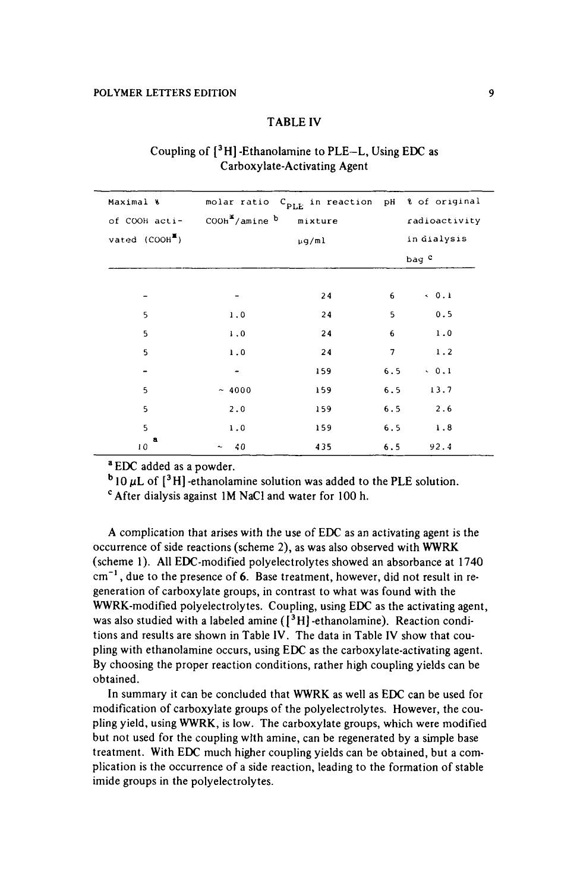TABLE IV

Coupling of [$^3$H]-Ethanolamine to PLE–L, Using EDC as Carboxylate-Activating Agent

| Maximal % of COOH activated (COOH*) | molar ratio COOH*/amine [b] | $C_{PLE}$ in reaction mixture µg/ml | pH | % of original radioactivity in dialysis bag [c] |
|---|---|---|---|---|
| - | - | 24 | 6 | < 0.1 |
| 5 | 1.0 | 24 | 5 | 0.5 |
| 5 | 1.0 | 24 | 6 | 1.0 |
| 5 | 1.0 | 24 | 7 | 1.2 |
| - | - | 159 | 6.5 | < 0.1 |
| 5 | ~ 4000 | 159 | 6.5 | 13.7 |
| 5 | 2.0 | 159 | 6.5 | 2.6 |
| 5 | 1.0 | 159 | 6.5 | 1.8 |
| 10 [a] | ~ 40 | 435 | 6.5 | 92.4 |

[a] EDC added as a powder.
[b] 10 µL of [$^3$H]-ethanolamine solution was added to the PLE solution.
[c] After dialysis against 1M NaCl and water for 100 h.

A complication that arises with the use of EDC as an activating agent is the occurrence of side reactions (scheme 2), as was also observed with WWRK (scheme 1). All EDC-modified polyelectrolytes showed an absorbance at 1740 $cm^{-1}$, due to the presence of 6. Base treatment, however, did not result in regeneration of carboxylate groups, in contrast to what was found with the WWRK-modified polyelectrolytes. Coupling, using EDC as the activating agent, was also studied with a labeled amine ([$^3$H]-ethanolamine). Reaction conditions and results are shown in Table IV. The data in Table IV show that coupling with ethanolamine occurs, using EDC as the carboxylate-activating agent. By choosing the proper reaction conditions, rather high coupling yields can be obtained.

In summary it can be concluded that WWRK as well as EDC can be used for modification of carboxylate groups of the polyelectrolytes. However, the coupling yield, using WWRK, is low. The carboxylate groups, which were modified but not used for the coupling with amine, can be regenerated by a simple base treatment. With EDC much higher coupling yields can be obtained, but a complication is the occurrence of a side reaction, leading to the formation of stable imide groups in the polyelectrolytes.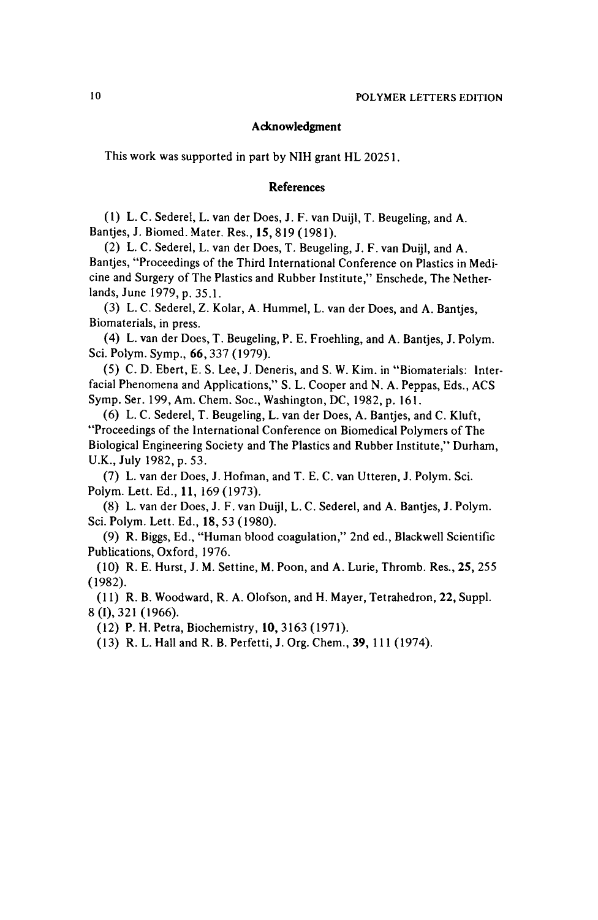## Acknowledgment

This work was supported in part by NIH grant HL 20251.

## References

(1) L. C. Sederel, L. van der Does, J. F. van Duijl, T. Beugeling, and A. Bantjes, J. Biomed. Mater. Res., **15**, 819 (1981).

(2) L. C. Sederel, L. van der Does, T. Beugeling, J. F. van Duijl, and A. Bantjes, "Proceedings of the Third International Conference on Plastics in Medicine and Surgery of The Plastics and Rubber Institute," Enschede, The Netherlands, June 1979, p. 35.1.

(3) L. C. Sederel, Z. Kolar, A. Hummel, L. van der Does, and A. Bantjes, Biomaterials, in press.

(4) L. van der Does, T. Beugeling, P. E. Froehling, and A. Bantjes, J. Polym. Sci. Polym. Symp., **66**, 337 (1979).

(5) C. D. Ebert, E. S. Lee, J. Deneris, and S. W. Kim. in "Biomaterials: Interfacial Phenomena and Applications," S. L. Cooper and N. A. Peppas, Eds., ACS Symp. Ser. 199, Am. Chem. Soc., Washington, DC, 1982, p. 161.

(6) L. C. Sederel, T. Beugeling, L. van der Does, A. Bantjes, and C. Kluft, "Proceedings of the International Conference on Biomedical Polymers of The Biological Engineering Society and The Plastics and Rubber Institute," Durham, U.K., July 1982, p. 53.

(7) L. van der Does, J. Hofman, and T. E. C. van Utteren, J. Polym. Sci. Polym. Lett. Ed., **11**, 169 (1973).

(8) L. van der Does, J. F. van Duijl, L. C. Sederel, and A. Bantjes, J. Polym. Sci. Polym. Lett. Ed., **18**, 53 (1980).

(9) R. Biggs, Ed., "Human blood coagulation," 2nd ed., Blackwell Scientific Publications, Oxford, 1976.

(10) R. E. Hurst, J. M. Settine, M. Poon, and A. Lurie, Thromb. Res., **25**, 255 (1982).

(11) R. B. Woodward, R. A. Olofson, and H. Mayer, Tetrahedron, **22**, Suppl. 8 (I), 321 (1966).

(12) P. H. Petra, Biochemistry, **10**, 3163 (1971).

(13) R. L. Hall and R. B. Perfetti, J. Org. Chem., **39**, 111 (1974).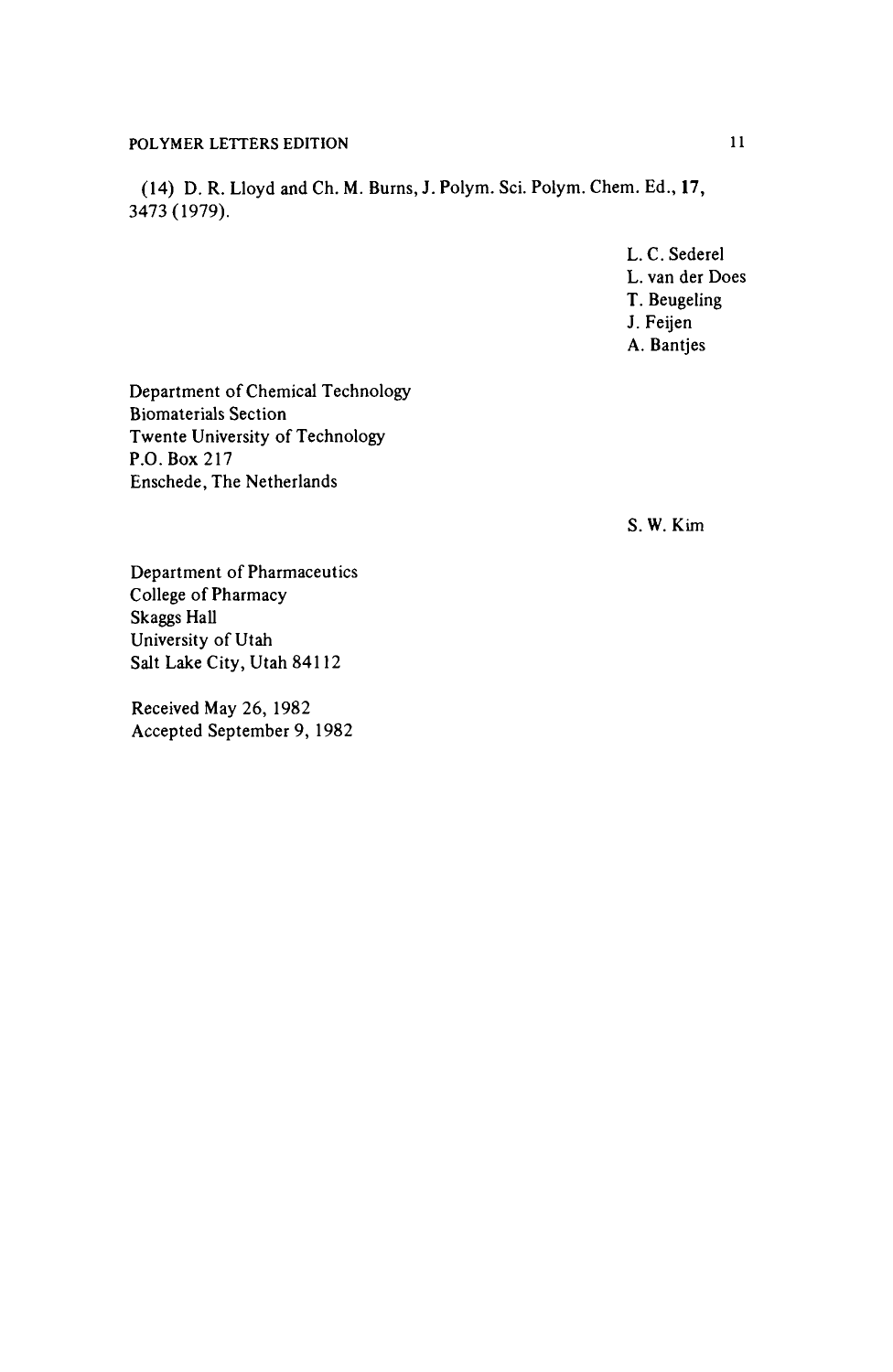(14) D. R. Lloyd and Ch. M. Burns, J. Polym. Sci. Polym. Chem. Ed., **17**, 3473 (1979).

L. C. Sederel
L. van der Does
T. Beugeling
J. Feijen
A. Bantjes

Department of Chemical Technology
Biomaterials Section
Twente University of Technology
P.O. Box 217
Enschede, The Netherlands

S. W. Kim

Department of Pharmaceutics
College of Pharmacy
Skaggs Hall
University of Utah
Salt Lake City, Utah 84112

Received May 26, 1982
Accepted September 9, 1982